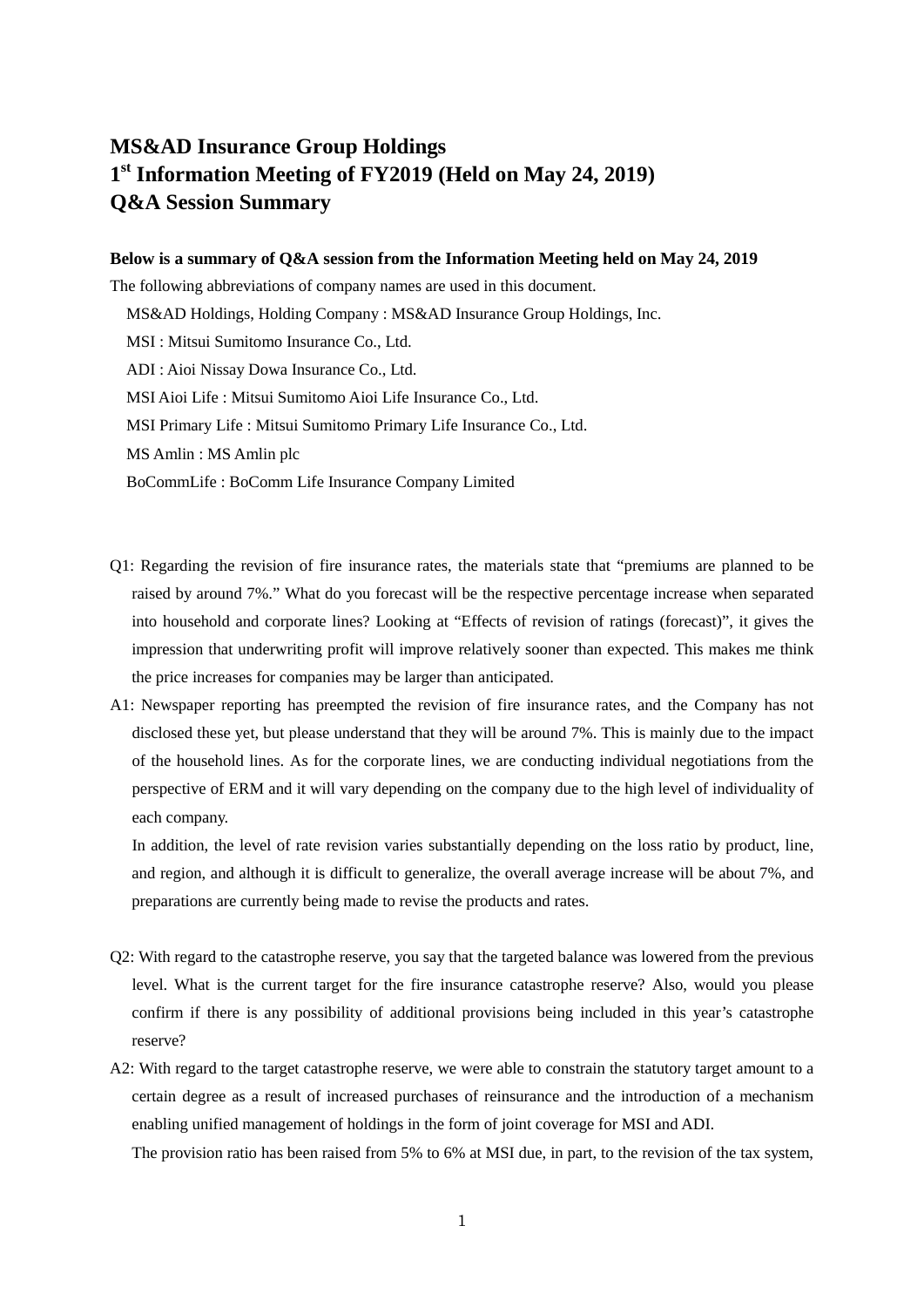# MS&AD Insurance Group Holdings
# 1st Information Meeting of FY2019 (Held on May 24, 2019)
# Q&A Session Summary

**Below is a summary of Q&A session from the Information Meeting held on May 24, 2019**

The following abbreviations of company names are used in this document.

MS&AD Holdings, Holding Company : MS&AD Insurance Group Holdings, Inc.

MSI : Mitsui Sumitomo Insurance Co., Ltd.

ADI : Aioi Nissay Dowa Insurance Co., Ltd.

MSI Aioi Life : Mitsui Sumitomo Aioi Life Insurance Co., Ltd.

MSI Primary Life : Mitsui Sumitomo Primary Life Insurance Co., Ltd.

MS Amlin : MS Amlin plc

BoCommLife : BoComm Life Insurance Company Limited

Q1: Regarding the revision of fire insurance rates, the materials state that "premiums are planned to be raised by around 7%." What do you forecast will be the respective percentage increase when separated into household and corporate lines? Looking at "Effects of revision of ratings (forecast)", it gives the impression that underwriting profit will improve relatively sooner than expected. This makes me think the price increases for companies may be larger than anticipated.

A1: Newspaper reporting has preempted the revision of fire insurance rates, and the Company has not disclosed these yet, but please understand that they will be around 7%. This is mainly due to the impact of the household lines. As for the corporate lines, we are conducting individual negotiations from the perspective of ERM and it will vary depending on the company due to the high level of individuality of each company.

In addition, the level of rate revision varies substantially depending on the loss ratio by product, line, and region, and although it is difficult to generalize, the overall average increase will be about 7%, and preparations are currently being made to revise the products and rates.

Q2: With regard to the catastrophe reserve, you say that the targeted balance was lowered from the previous level. What is the current target for the fire insurance catastrophe reserve? Also, would you please confirm if there is any possibility of additional provisions being included in this year's catastrophe reserve?

A2: With regard to the target catastrophe reserve, we were able to constrain the statutory target amount to a certain degree as a result of increased purchases of reinsurance and the introduction of a mechanism enabling unified management of holdings in the form of joint coverage for MSI and ADI.

The provision ratio has been raised from 5% to 6% at MSI due, in part, to the revision of the tax system,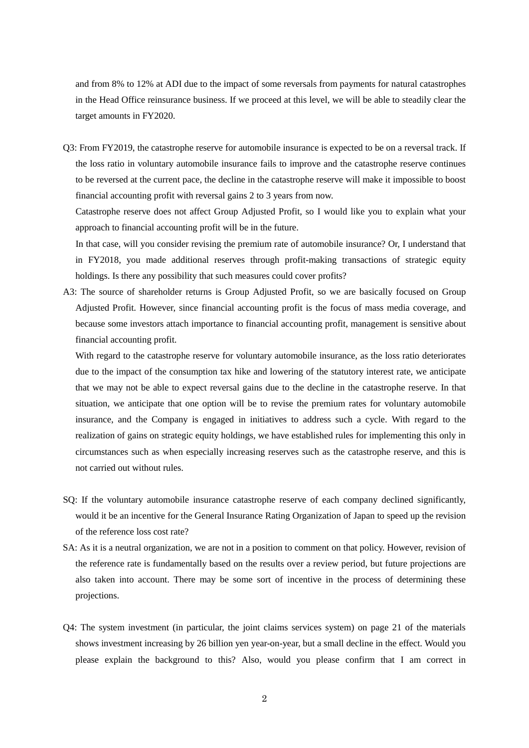and from 8% to 12% at ADI due to the impact of some reversals from payments for natural catastrophes in the Head Office reinsurance business. If we proceed at this level, we will be able to steadily clear the target amounts in FY2020.

Q3: From FY2019, the catastrophe reserve for automobile insurance is expected to be on a reversal track. If the loss ratio in voluntary automobile insurance fails to improve and the catastrophe reserve continues to be reversed at the current pace, the decline in the catastrophe reserve will make it impossible to boost financial accounting profit with reversal gains 2 to 3 years from now.

Catastrophe reserve does not affect Group Adjusted Profit, so I would like you to explain what your approach to financial accounting profit will be in the future.

In that case, will you consider revising the premium rate of automobile insurance? Or, I understand that in FY2018, you made additional reserves through profit-making transactions of strategic equity holdings. Is there any possibility that such measures could cover profits?

A3: The source of shareholder returns is Group Adjusted Profit, so we are basically focused on Group Adjusted Profit. However, since financial accounting profit is the focus of mass media coverage, and because some investors attach importance to financial accounting profit, management is sensitive about financial accounting profit.

With regard to the catastrophe reserve for voluntary automobile insurance, as the loss ratio deteriorates due to the impact of the consumption tax hike and lowering of the statutory interest rate, we anticipate that we may not be able to expect reversal gains due to the decline in the catastrophe reserve. In that situation, we anticipate that one option will be to revise the premium rates for voluntary automobile insurance, and the Company is engaged in initiatives to address such a cycle. With regard to the realization of gains on strategic equity holdings, we have established rules for implementing this only in circumstances such as when especially increasing reserves such as the catastrophe reserve, and this is not carried out without rules.

SQ: If the voluntary automobile insurance catastrophe reserve of each company declined significantly, would it be an incentive for the General Insurance Rating Organization of Japan to speed up the revision of the reference loss cost rate?

SA: As it is a neutral organization, we are not in a position to comment on that policy. However, revision of the reference rate is fundamentally based on the results over a review period, but future projections are also taken into account. There may be some sort of incentive in the process of determining these projections.

Q4: The system investment (in particular, the joint claims services system) on page 21 of the materials shows investment increasing by 26 billion yen year-on-year, but a small decline in the effect. Would you please explain the background to this? Also, would you please confirm that I am correct in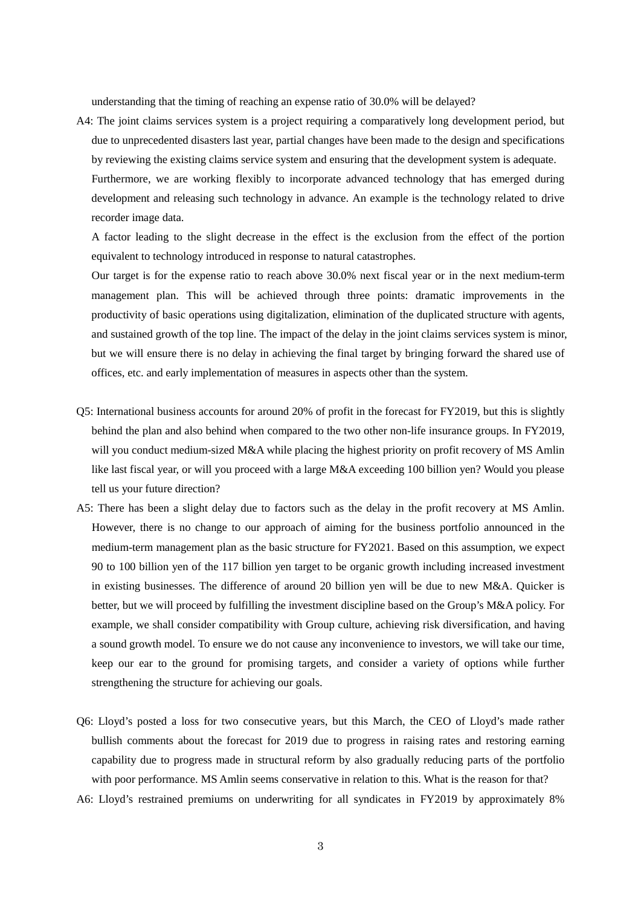understanding that the timing of reaching an expense ratio of 30.0% will be delayed?

A4: The joint claims services system is a project requiring a comparatively long development period, but due to unprecedented disasters last year, partial changes have been made to the design and specifications by reviewing the existing claims service system and ensuring that the development system is adequate. Furthermore, we are working flexibly to incorporate advanced technology that has emerged during development and releasing such technology in advance. An example is the technology related to drive recorder image data.

A factor leading to the slight decrease in the effect is the exclusion from the effect of the portion equivalent to technology introduced in response to natural catastrophes.

Our target is for the expense ratio to reach above 30.0% next fiscal year or in the next medium-term management plan. This will be achieved through three points: dramatic improvements in the productivity of basic operations using digitalization, elimination of the duplicated structure with agents, and sustained growth of the top line. The impact of the delay in the joint claims services system is minor, but we will ensure there is no delay in achieving the final target by bringing forward the shared use of offices, etc. and early implementation of measures in aspects other than the system.

Q5: International business accounts for around 20% of profit in the forecast for FY2019, but this is slightly behind the plan and also behind when compared to the two other non-life insurance groups. In FY2019, will you conduct medium-sized M&A while placing the highest priority on profit recovery of MS Amlin like last fiscal year, or will you proceed with a large M&A exceeding 100 billion yen? Would you please tell us your future direction?

A5: There has been a slight delay due to factors such as the delay in the profit recovery at MS Amlin. However, there is no change to our approach of aiming for the business portfolio announced in the medium-term management plan as the basic structure for FY2021. Based on this assumption, we expect 90 to 100 billion yen of the 117 billion yen target to be organic growth including increased investment in existing businesses. The difference of around 20 billion yen will be due to new M&A. Quicker is better, but we will proceed by fulfilling the investment discipline based on the Group's M&A policy. For example, we shall consider compatibility with Group culture, achieving risk diversification, and having a sound growth model. To ensure we do not cause any inconvenience to investors, we will take our time, keep our ear to the ground for promising targets, and consider a variety of options while further strengthening the structure for achieving our goals.

Q6: Lloyd's posted a loss for two consecutive years, but this March, the CEO of Lloyd's made rather bullish comments about the forecast for 2019 due to progress in raising rates and restoring earning capability due to progress made in structural reform by also gradually reducing parts of the portfolio with poor performance. MS Amlin seems conservative in relation to this. What is the reason for that?

A6: Lloyd's restrained premiums on underwriting for all syndicates in FY2019 by approximately 8%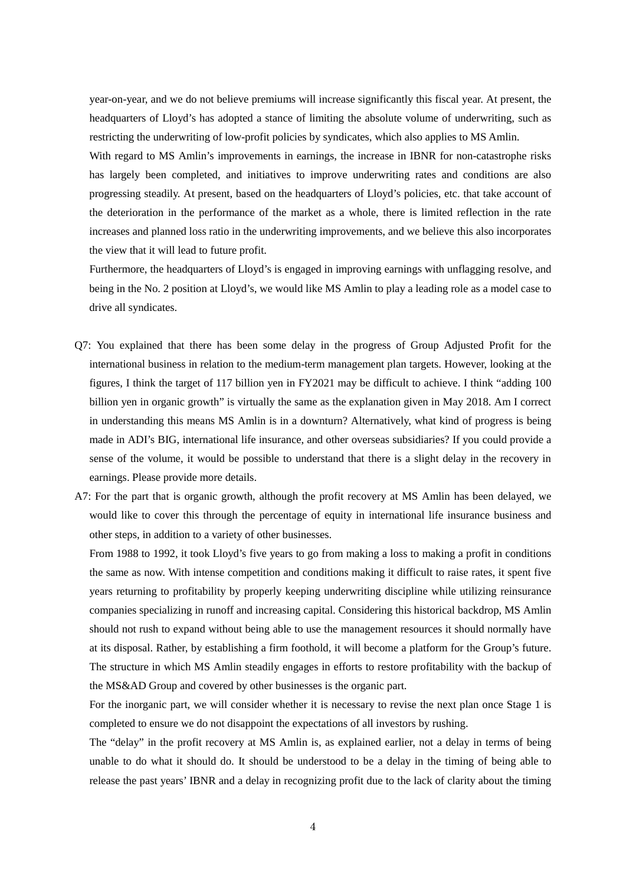year-on-year, and we do not believe premiums will increase significantly this fiscal year. At present, the headquarters of Lloyd's has adopted a stance of limiting the absolute volume of underwriting, such as restricting the underwriting of low-profit policies by syndicates, which also applies to MS Amlin.

With regard to MS Amlin's improvements in earnings, the increase in IBNR for non-catastrophe risks has largely been completed, and initiatives to improve underwriting rates and conditions are also progressing steadily. At present, based on the headquarters of Lloyd's policies, etc. that take account of the deterioration in the performance of the market as a whole, there is limited reflection in the rate increases and planned loss ratio in the underwriting improvements, and we believe this also incorporates the view that it will lead to future profit.

Furthermore, the headquarters of Lloyd's is engaged in improving earnings with unflagging resolve, and being in the No. 2 position at Lloyd's, we would like MS Amlin to play a leading role as a model case to drive all syndicates.

Q7: You explained that there has been some delay in the progress of Group Adjusted Profit for the international business in relation to the medium-term management plan targets. However, looking at the figures, I think the target of 117 billion yen in FY2021 may be difficult to achieve. I think "adding 100 billion yen in organic growth" is virtually the same as the explanation given in May 2018. Am I correct in understanding this means MS Amlin is in a downturn? Alternatively, what kind of progress is being made in ADI's BIG, international life insurance, and other overseas subsidiaries? If you could provide a sense of the volume, it would be possible to understand that there is a slight delay in the recovery in earnings. Please provide more details.

A7: For the part that is organic growth, although the profit recovery at MS Amlin has been delayed, we would like to cover this through the percentage of equity in international life insurance business and other steps, in addition to a variety of other businesses.

From 1988 to 1992, it took Lloyd's five years to go from making a loss to making a profit in conditions the same as now. With intense competition and conditions making it difficult to raise rates, it spent five years returning to profitability by properly keeping underwriting discipline while utilizing reinsurance companies specializing in runoff and increasing capital. Considering this historical backdrop, MS Amlin should not rush to expand without being able to use the management resources it should normally have at its disposal. Rather, by establishing a firm foothold, it will become a platform for the Group's future. The structure in which MS Amlin steadily engages in efforts to restore profitability with the backup of the MS&AD Group and covered by other businesses is the organic part.

For the inorganic part, we will consider whether it is necessary to revise the next plan once Stage 1 is completed to ensure we do not disappoint the expectations of all investors by rushing.

The "delay" in the profit recovery at MS Amlin is, as explained earlier, not a delay in terms of being unable to do what it should do. It should be understood to be a delay in the timing of being able to release the past years' IBNR and a delay in recognizing profit due to the lack of clarity about the timing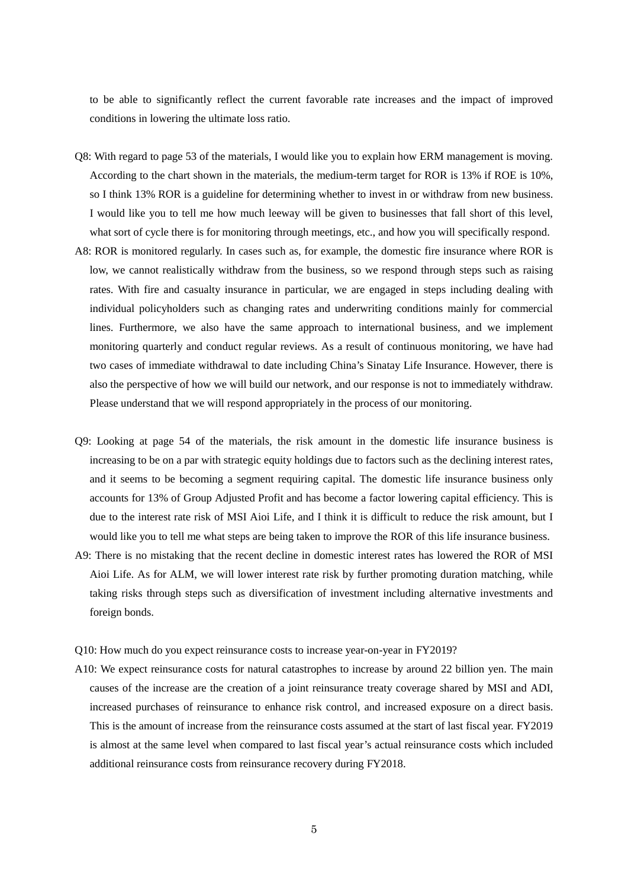to be able to significantly reflect the current favorable rate increases and the impact of improved conditions in lowering the ultimate loss ratio.

Q8: With regard to page 53 of the materials, I would like you to explain how ERM management is moving. According to the chart shown in the materials, the medium-term target for ROR is 13% if ROE is 10%, so I think 13% ROR is a guideline for determining whether to invest in or withdraw from new business. I would like you to tell me how much leeway will be given to businesses that fall short of this level, what sort of cycle there is for monitoring through meetings, etc., and how you will specifically respond.

A8: ROR is monitored regularly. In cases such as, for example, the domestic fire insurance where ROR is low, we cannot realistically withdraw from the business, so we respond through steps such as raising rates. With fire and casualty insurance in particular, we are engaged in steps including dealing with individual policyholders such as changing rates and underwriting conditions mainly for commercial lines. Furthermore, we also have the same approach to international business, and we implement monitoring quarterly and conduct regular reviews. As a result of continuous monitoring, we have had two cases of immediate withdrawal to date including China's Sinatay Life Insurance. However, there is also the perspective of how we will build our network, and our response is not to immediately withdraw. Please understand that we will respond appropriately in the process of our monitoring.

Q9: Looking at page 54 of the materials, the risk amount in the domestic life insurance business is increasing to be on a par with strategic equity holdings due to factors such as the declining interest rates, and it seems to be becoming a segment requiring capital. The domestic life insurance business only accounts for 13% of Group Adjusted Profit and has become a factor lowering capital efficiency. This is due to the interest rate risk of MSI Aioi Life, and I think it is difficult to reduce the risk amount, but I would like you to tell me what steps are being taken to improve the ROR of this life insurance business.

A9: There is no mistaking that the recent decline in domestic interest rates has lowered the ROR of MSI Aioi Life. As for ALM, we will lower interest rate risk by further promoting duration matching, while taking risks through steps such as diversification of investment including alternative investments and foreign bonds.

Q10: How much do you expect reinsurance costs to increase year-on-year in FY2019?

A10: We expect reinsurance costs for natural catastrophes to increase by around 22 billion yen. The main causes of the increase are the creation of a joint reinsurance treaty coverage shared by MSI and ADI, increased purchases of reinsurance to enhance risk control, and increased exposure on a direct basis. This is the amount of increase from the reinsurance costs assumed at the start of last fiscal year. FY2019 is almost at the same level when compared to last fiscal year's actual reinsurance costs which included additional reinsurance costs from reinsurance recovery during FY2018.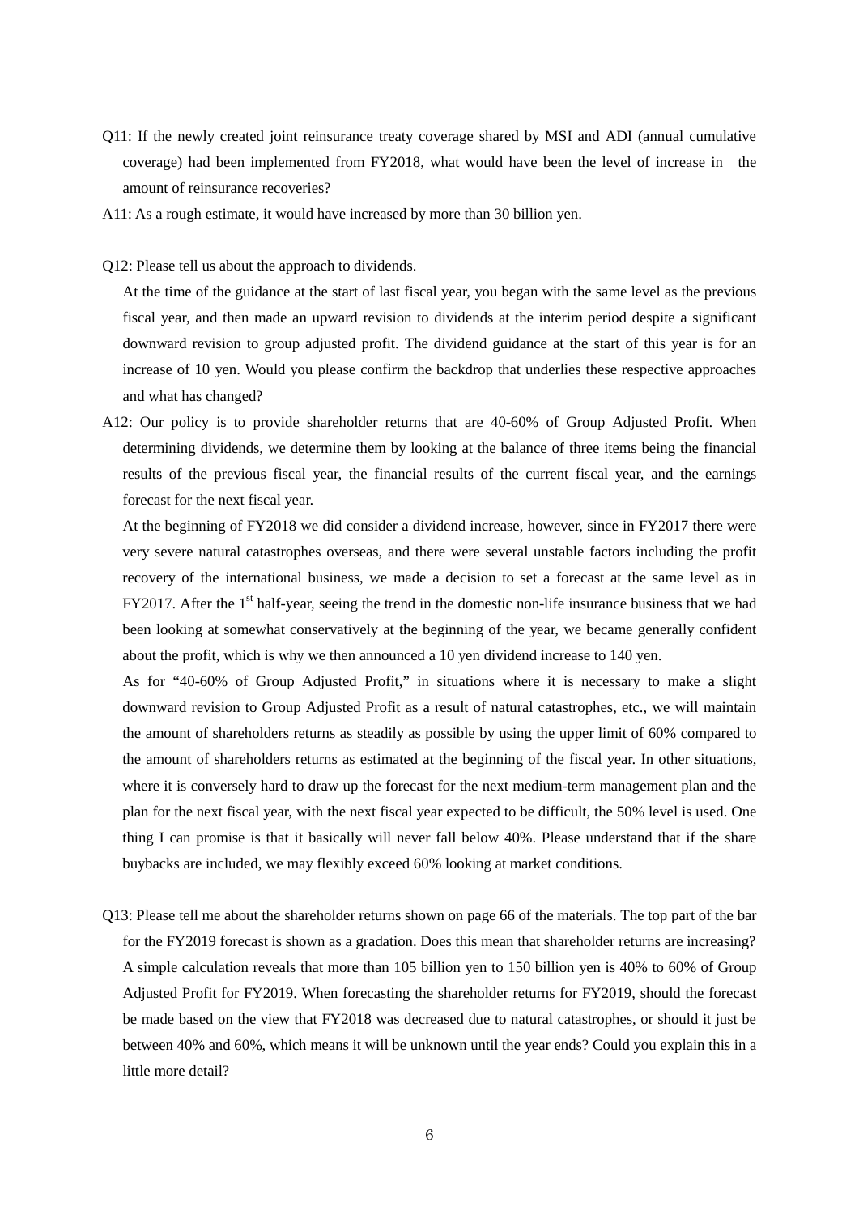Q11: If the newly created joint reinsurance treaty coverage shared by MSI and ADI (annual cumulative coverage) had been implemented from FY2018, what would have been the level of increase in the amount of reinsurance recoveries?

A11: As a rough estimate, it would have increased by more than 30 billion yen.

Q12: Please tell us about the approach to dividends.

At the time of the guidance at the start of last fiscal year, you began with the same level as the previous fiscal year, and then made an upward revision to dividends at the interim period despite a significant downward revision to group adjusted profit. The dividend guidance at the start of this year is for an increase of 10 yen. Would you please confirm the backdrop that underlies these respective approaches and what has changed?

A12: Our policy is to provide shareholder returns that are 40-60% of Group Adjusted Profit. When determining dividends, we determine them by looking at the balance of three items being the financial results of the previous fiscal year, the financial results of the current fiscal year, and the earnings forecast for the next fiscal year.

At the beginning of FY2018 we did consider a dividend increase, however, since in FY2017 there were very severe natural catastrophes overseas, and there were several unstable factors including the profit recovery of the international business, we made a decision to set a forecast at the same level as in FY2017. After the 1st half-year, seeing the trend in the domestic non-life insurance business that we had been looking at somewhat conservatively at the beginning of the year, we became generally confident about the profit, which is why we then announced a 10 yen dividend increase to 140 yen.

As for "40-60% of Group Adjusted Profit," in situations where it is necessary to make a slight downward revision to Group Adjusted Profit as a result of natural catastrophes, etc., we will maintain the amount of shareholders returns as steadily as possible by using the upper limit of 60% compared to the amount of shareholders returns as estimated at the beginning of the fiscal year. In other situations, where it is conversely hard to draw up the forecast for the next medium-term management plan and the plan for the next fiscal year, with the next fiscal year expected to be difficult, the 50% level is used. One thing I can promise is that it basically will never fall below 40%. Please understand that if the share buybacks are included, we may flexibly exceed 60% looking at market conditions.

Q13: Please tell me about the shareholder returns shown on page 66 of the materials. The top part of the bar for the FY2019 forecast is shown as a gradation. Does this mean that shareholder returns are increasing? A simple calculation reveals that more than 105 billion yen to 150 billion yen is 40% to 60% of Group Adjusted Profit for FY2019. When forecasting the shareholder returns for FY2019, should the forecast be made based on the view that FY2018 was decreased due to natural catastrophes, or should it just be between 40% and 60%, which means it will be unknown until the year ends? Could you explain this in a little more detail?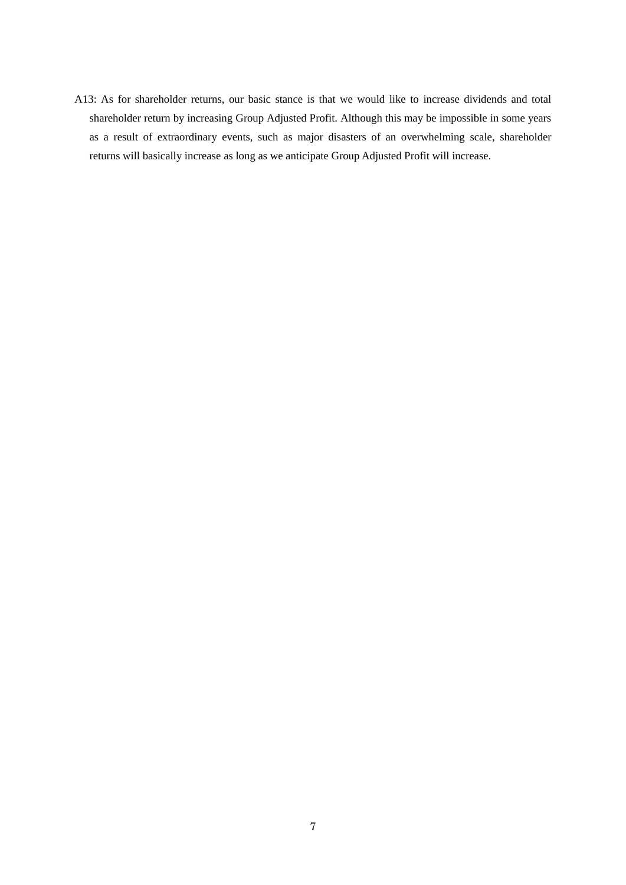A13: As for shareholder returns, our basic stance is that we would like to increase dividends and total shareholder return by increasing Group Adjusted Profit. Although this may be impossible in some years as a result of extraordinary events, such as major disasters of an overwhelming scale, shareholder returns will basically increase as long as we anticipate Group Adjusted Profit will increase.